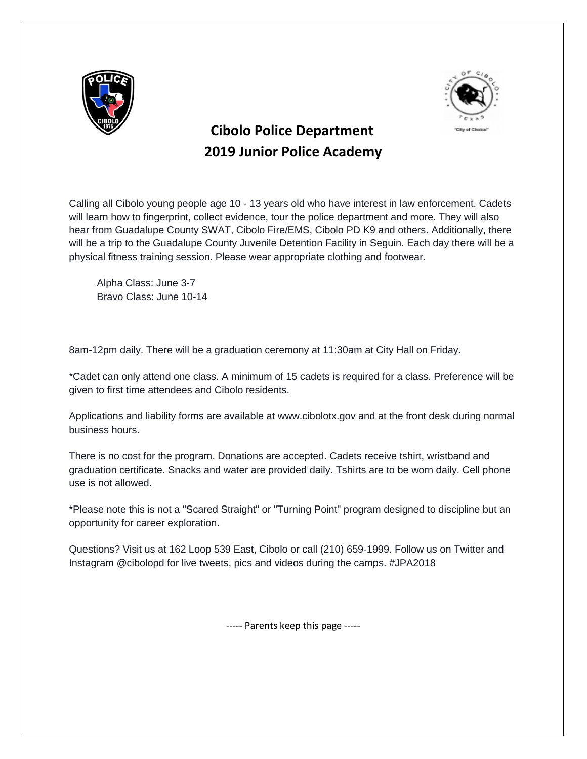# Cibolo Police Department
# 2019 Junior Police Academy

Calling all Cibolo young people age 10 - 13 years old who have interest in law enforcement. Cadets will learn how to fingerprint, collect evidence, tour the police department and more. They will also hear from Guadalupe County SWAT, Cibolo Fire/EMS, Cibolo PD K9 and others. Additionally, there will be a trip to the Guadalupe County Juvenile Detention Facility in Seguin. Each day there will be a physical fitness training session. Please wear appropriate clothing and footwear.

Alpha Class: June 3-7
Bravo Class: June 10-14

8am-12pm daily. There will be a graduation ceremony at 11:30am at City Hall on Friday.

*Cadet can only attend one class. A minimum of 15 cadets is required for a class. Preference will be given to first time attendees and Cibolo residents.

Applications and liability forms are available at www.cibolotx.gov and at the front desk during normal business hours.

There is no cost for the program. Donations are accepted. Cadets receive tshirt, wristband and graduation certificate. Snacks and water are provided daily. Tshirts are to be worn daily. Cell phone use is not allowed.

*Please note this is not a "Scared Straight" or "Turning Point" program designed to discipline but an opportunity for career exploration.

Questions? Visit us at 162 Loop 539 East, Cibolo or call (210) 659-1999. Follow us on Twitter and Instagram @cibolopd for live tweets, pics and videos during the camps. #JPA2018

----- Parents keep this page -----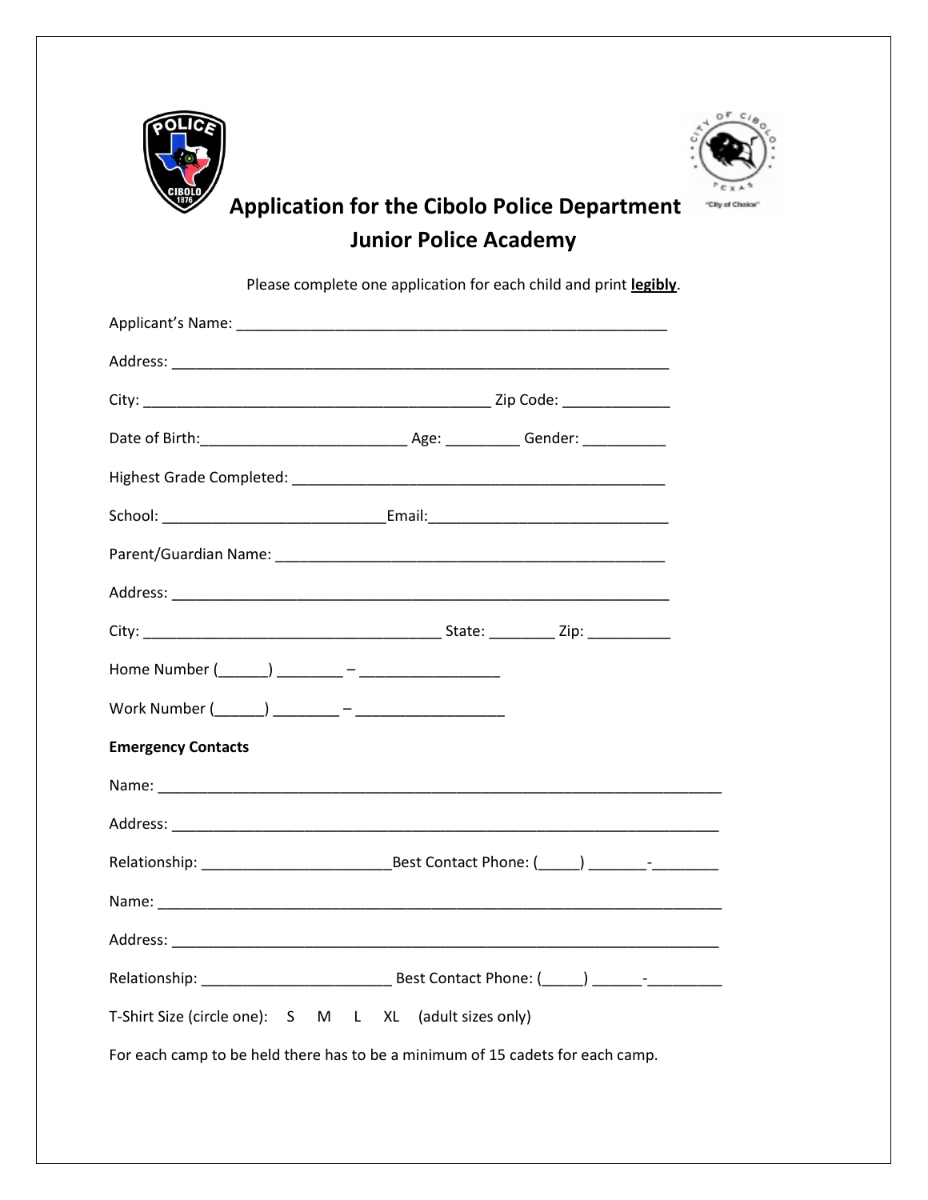# Application for the Cibolo Police Department Junior Police Academy

Please complete one application for each child and print **legibly**.

Applicant's Name: ______________________________________________________

Address: ______________________________________________________________

City: ____________________________________________ Zip Code: _____________

Date of Birth:_________________________ Age: _________ Gender: __________

Highest Grade Completed: ______________________________________________

School: ___________________________Email:_____________________________

Parent/Guardian Name: _________________________________________________

Address: ______________________________________________________________

City: _____________________________________ State: ________ Zip: __________

Home Number (______) ________ – _________________

Work Number (______) ________ – __________________

**Emergency Contacts**

Name: _______________________________________________________________________

Address: _____________________________________________________________________

Relationship: _______________________Best Contact Phone: (_____) _______-________

Name: _______________________________________________________________________

Address: _____________________________________________________________________

Relationship: _______________________ Best Contact Phone: (_____) ______-_________

T-Shirt Size (circle one): S M L XL (adult sizes only)

For each camp to be held there has to be a minimum of 15 cadets for each camp.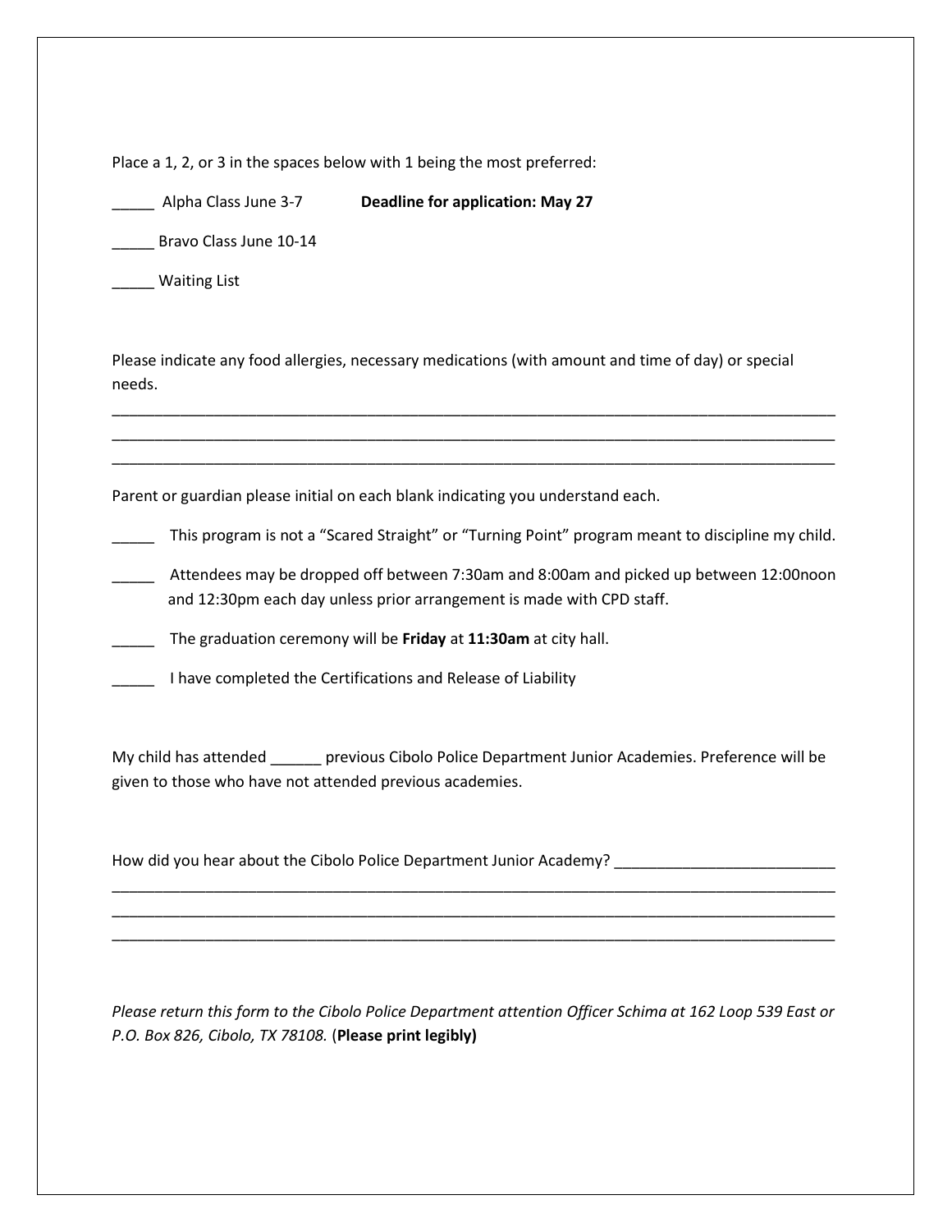Place a 1, 2, or 3 in the spaces below with 1 being the most preferred:

_____ Alpha Class June 3-7 **Deadline for application: May 27**

_____ Bravo Class June 10-14

_____ Waiting List

Please indicate any food allergies, necessary medications (with amount and time of day) or special needs.

_____________________________________________________________________________________
_____________________________________________________________________________________
_____________________________________________________________________________________

Parent or guardian please initial on each blank indicating you understand each.

_____ This program is not a "Scared Straight" or "Turning Point" program meant to discipline my child.

_____ Attendees may be dropped off between 7:30am and 8:00am and picked up between 12:00noon and 12:30pm each day unless prior arrangement is made with CPD staff.

_____ The graduation ceremony will be **Friday** at **11:30am** at city hall.

_____ I have completed the Certifications and Release of Liability

My child has attended ______ previous Cibolo Police Department Junior Academies. Preference will be given to those who have not attended previous academies.

How did you hear about the Cibolo Police Department Junior Academy? __________________________
_____________________________________________________________________________________
_____________________________________________________________________________________
_____________________________________________________________________________________

*Please return this form to the Cibolo Police Department attention Officer Schima at 162 Loop 539 East or P.O. Box 826, Cibolo, TX 78108.* (**Please print legibly)**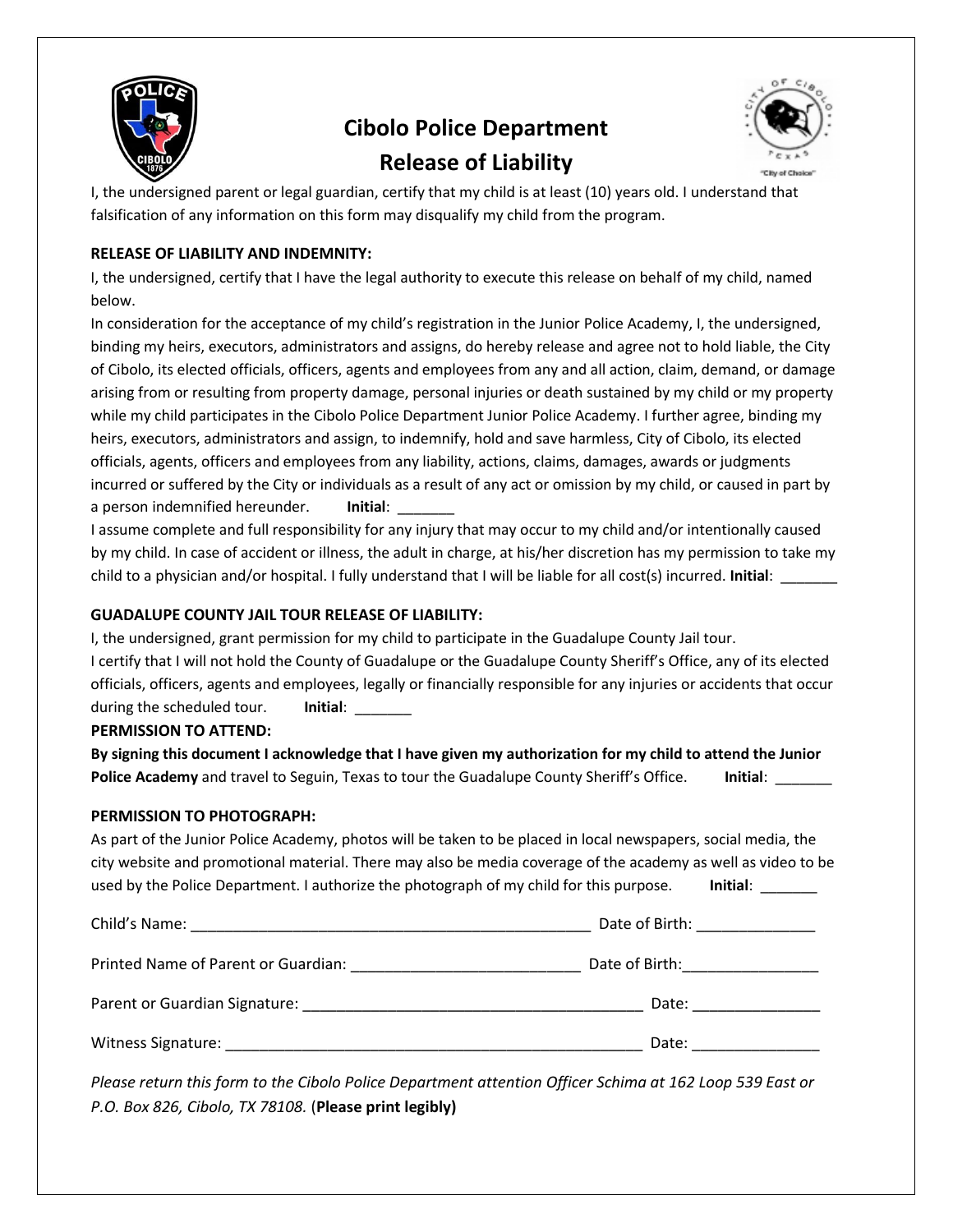# Cibolo Police Department
# Release of Liability

I, the undersigned parent or legal guardian, certify that my child is at least (10) years old. I understand that falsification of any information on this form may disqualify my child from the program.

**RELEASE OF LIABILITY AND INDEMNITY:**

I, the undersigned, certify that I have the legal authority to execute this release on behalf of my child, named below.

In consideration for the acceptance of my child's registration in the Junior Police Academy, I, the undersigned, binding my heirs, executors, administrators and assigns, do hereby release and agree not to hold liable, the City of Cibolo, its elected officials, officers, agents and employees from any and all action, claim, demand, or damage arising from or resulting from property damage, personal injuries or death sustained by my child or my property while my child participates in the Cibolo Police Department Junior Police Academy. I further agree, binding my heirs, executors, administrators and assign, to indemnify, hold and save harmless, City of Cibolo, its elected officials, agents, officers and employees from any liability, actions, claims, damages, awards or judgments incurred or suffered by the City or individuals as a result of any act or omission by my child, or caused in part by a person indemnified hereunder. **Initial**: _______

I assume complete and full responsibility for any injury that may occur to my child and/or intentionally caused by my child. In case of accident or illness, the adult in charge, at his/her discretion has my permission to take my child to a physician and/or hospital. I fully understand that I will be liable for all cost(s) incurred. **Initial**: _______

**GUADALUPE COUNTY JAIL TOUR RELEASE OF LIABILITY:**

I, the undersigned, grant permission for my child to participate in the Guadalupe County Jail tour.

I certify that I will not hold the County of Guadalupe or the Guadalupe County Sheriff's Office, any of its elected officials, officers, agents and employees, legally or financially responsible for any injuries or accidents that occur during the scheduled tour. **Initial**: _______

**PERMISSION TO ATTEND:**

**By signing this document I acknowledge that I have given my authorization for my child to attend the Junior Police Academy** and travel to Seguin, Texas to tour the Guadalupe County Sheriff's Office. **Initial**: _______

**PERMISSION TO PHOTOGRAPH:**

As part of the Junior Police Academy, photos will be taken to be placed in local newspapers, social media, the city website and promotional material. There may also be media coverage of the academy as well as video to be used by the Police Department. I authorize the photograph of my child for this purpose. **Initial**: _______

Child's Name: _______________________________________________ Date of Birth: ______________

Printed Name of Parent or Guardian: ___________________________ Date of Birth:________________

Parent or Guardian Signature: ________________________________________ Date: _______________

Witness Signature: __________________________________________________ Date: _______________

*Please return this form to the Cibolo Police Department attention Officer Schima at 162 Loop 539 East or P.O. Box 826, Cibolo, TX 78108.* (**Please print legibly)**